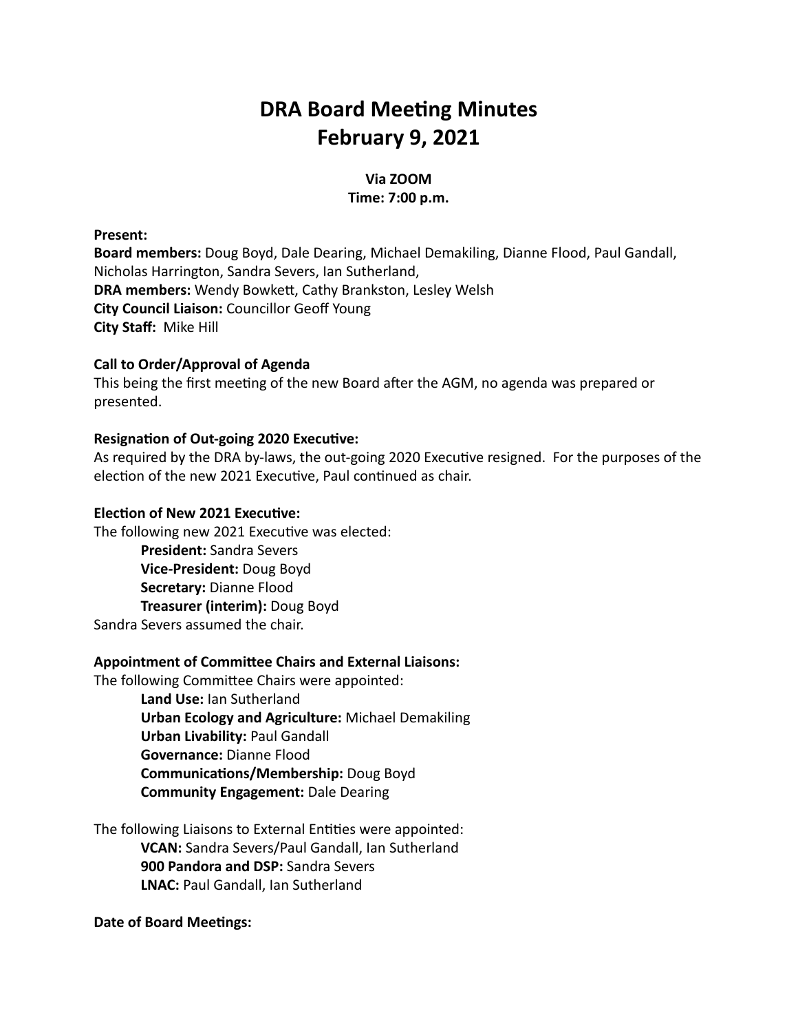# DRA Board Meeting Minutes
# February 9, 2021

**Via ZOOM**
**Time: 7:00 p.m.**

**Present:**
**Board members:** Doug Boyd, Dale Dearing, Michael Demakiling, Dianne Flood, Paul Gandall, Nicholas Harrington, Sandra Severs, Ian Sutherland,
**DRA members:** Wendy Bowkett, Cathy Brankston, Lesley Welsh
**City Council Liaison:** Councillor Geoff Young
**City Staff:** Mike Hill

**Call to Order/Approval of Agenda**
This being the first meeting of the new Board after the AGM, no agenda was prepared or presented.

**Resignation of Out-going 2020 Executive:**
As required by the DRA by-laws, the out-going 2020 Executive resigned. For the purposes of the election of the new 2021 Executive, Paul continued as chair.

**Election of New 2021 Executive:**
The following new 2021 Executive was elected:

- **President:** Sandra Severs
- **Vice-President:** Doug Boyd
- **Secretary:** Dianne Flood
- **Treasurer (interim):** Doug Boyd

Sandra Severs assumed the chair.

**Appointment of Committee Chairs and External Liaisons:**
The following Committee Chairs were appointed:

- **Land Use:** Ian Sutherland
- **Urban Ecology and Agriculture:** Michael Demakiling
- **Urban Livability:** Paul Gandall
- **Governance:** Dianne Flood
- **Communications/Membership:** Doug Boyd
- **Community Engagement:** Dale Dearing

The following Liaisons to External Entities were appointed:

- **VCAN:** Sandra Severs/Paul Gandall, Ian Sutherland
- **900 Pandora and DSP:** Sandra Severs
- **LNAC:** Paul Gandall, Ian Sutherland

**Date of Board Meetings:**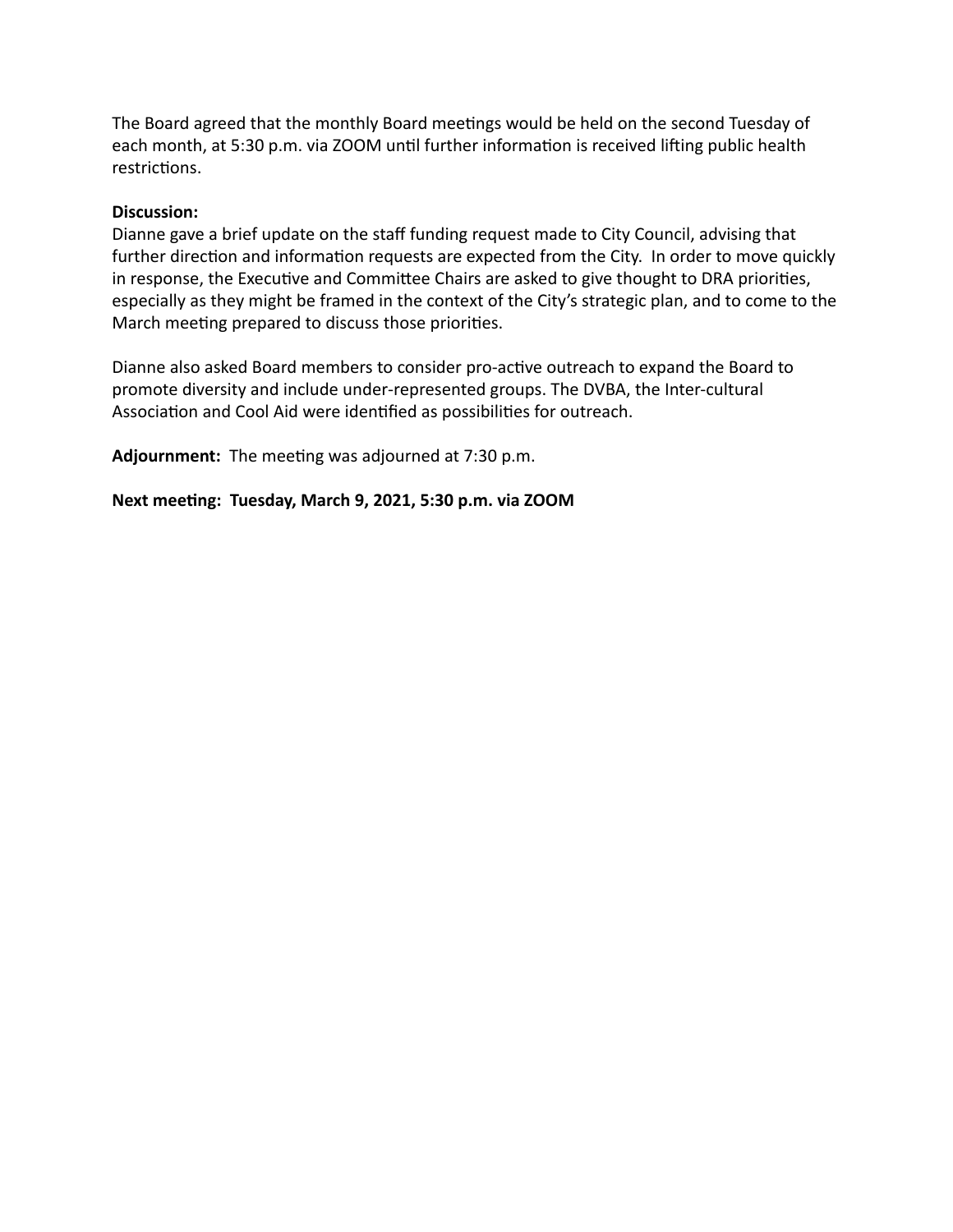The Board agreed that the monthly Board meetings would be held on the second Tuesday of each month, at 5:30 p.m. via ZOOM until further information is received lifting public health restrictions.

**Discussion:**
Dianne gave a brief update on the staff funding request made to City Council, advising that further direction and information requests are expected from the City. In order to move quickly in response, the Executive and Committee Chairs are asked to give thought to DRA priorities, especially as they might be framed in the context of the City's strategic plan, and to come to the March meeting prepared to discuss those priorities.

Dianne also asked Board members to consider pro-active outreach to expand the Board to promote diversity and include under-represented groups. The DVBA, the Inter-cultural Association and Cool Aid were identified as possibilities for outreach.

**Adjournment:** The meeting was adjourned at 7:30 p.m.

**Next meeting: Tuesday, March 9, 2021, 5:30 p.m. via ZOOM**